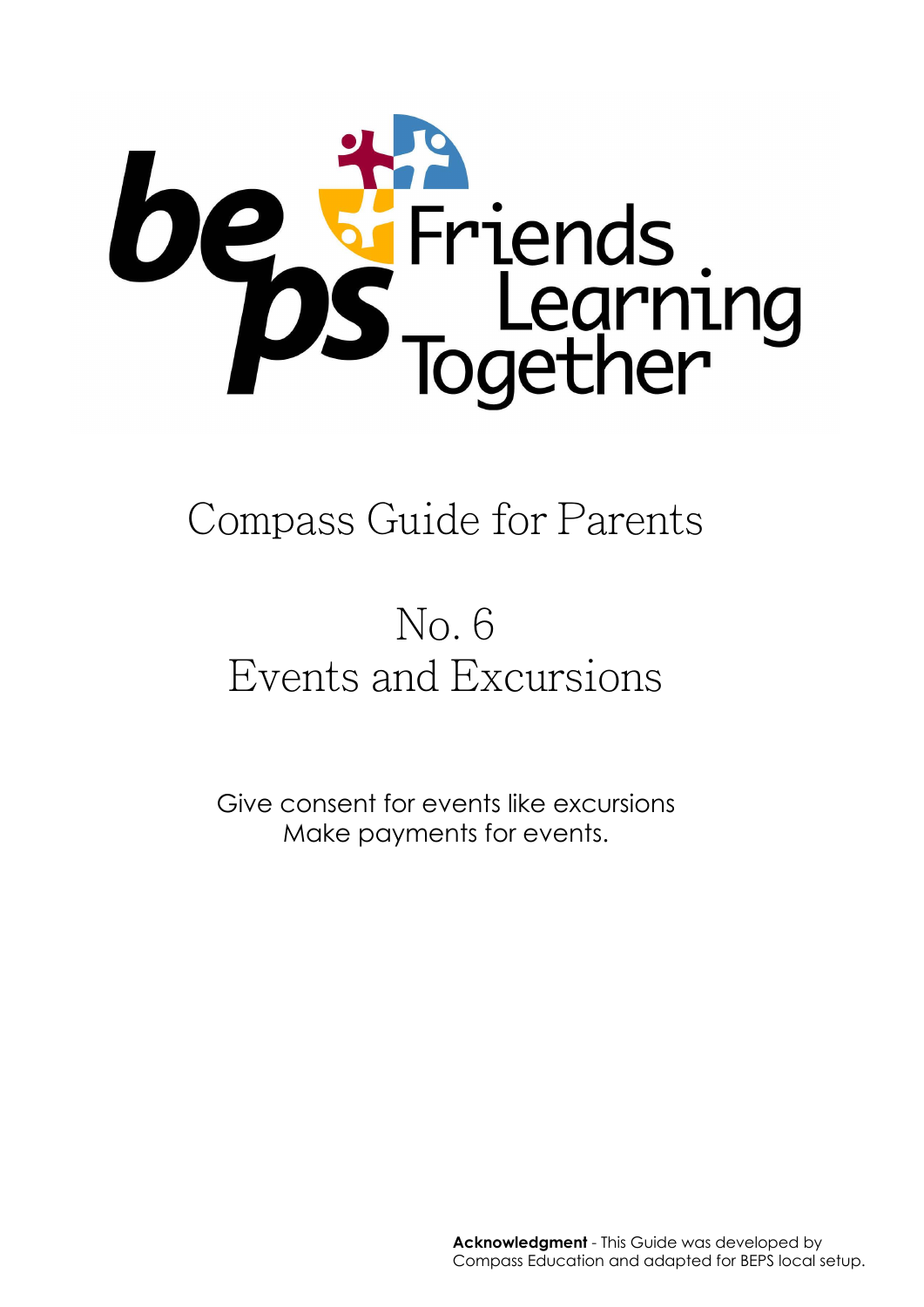beps Friends Learning Together

# Compass Guide for Parents

## No. 6
## Events and Excursions

Give consent for events like excursions
Make payments for events.

**Acknowledgment** - This Guide was developed by Compass Education and adapted for BEPS local setup.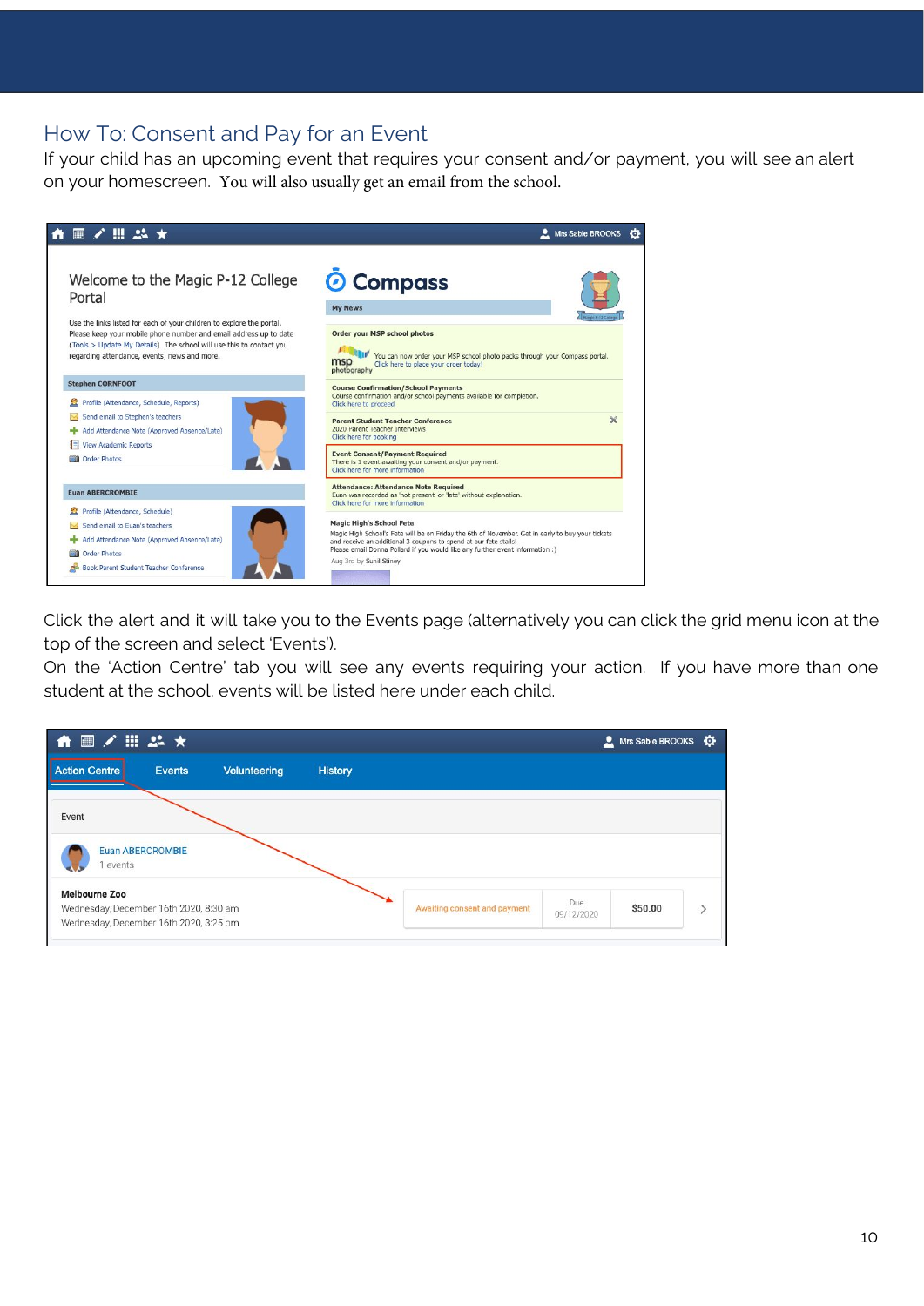## How To: Consent and Pay for an Event

If your child has an upcoming event that requires your consent and/or payment, you will see an alert on your homescreen. You will also usually get an email from the school.

Click the alert and it will take you to the Events page (alternatively you can click the grid menu icon at the top of the screen and select 'Events').

On the 'Action Centre' tab you will see any events requiring your action. If you have more than one student at the school, events will be listed here under each child.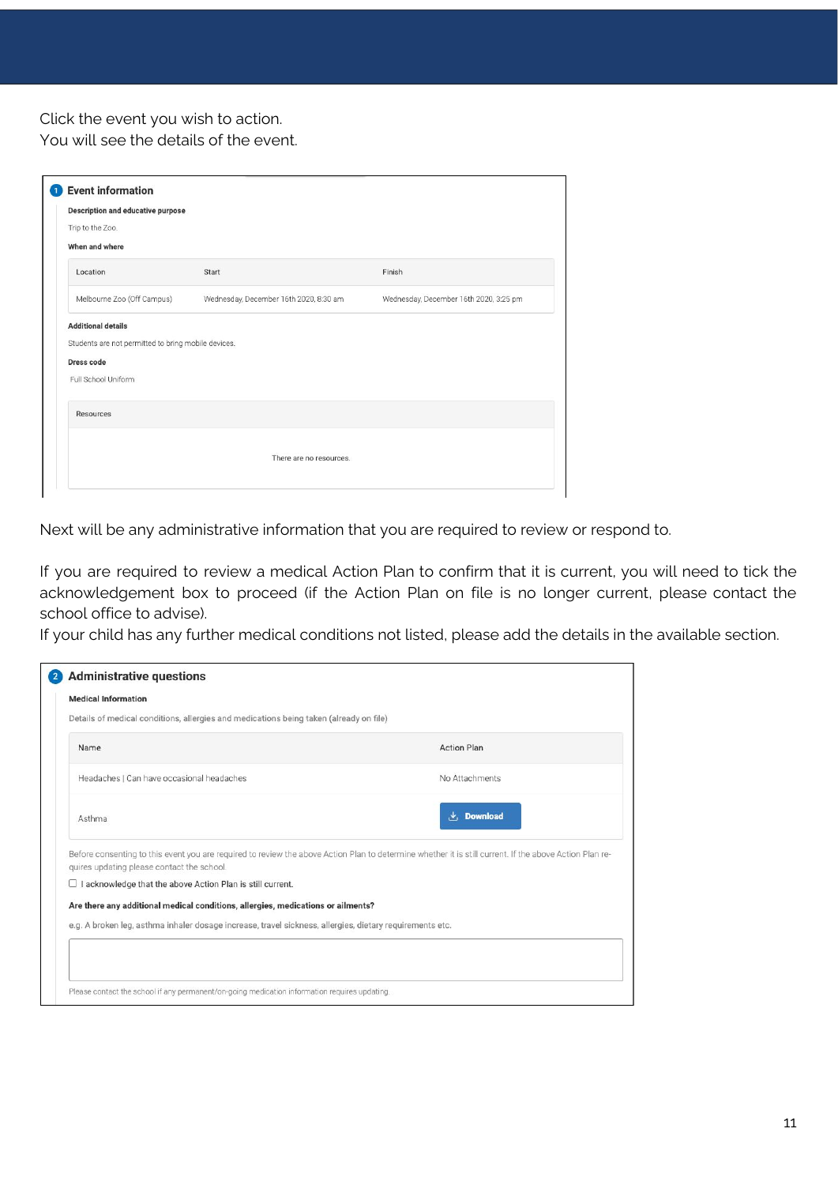Click the event you wish to action.
You will see the details of the event.

**1 Event information**

**Description and educative purpose**

Trip to the Zoo.

**When and where**

| Location | Start | Finish |
| --- | --- | --- |
| Melbourne Zoo (Off Campus) | Wednesday, December 16th 2020, 8:30 am | Wednesday, December 16th 2020, 3:25 pm |

**Additional details**

Students are not permitted to bring mobile devices.

**Dress code**

Full School Uniform

| Resources |
| --- |
| There are no resources. |

Next will be any administrative information that you are required to review or respond to.

If you are required to review a medical Action Plan to confirm that it is current, you will need to tick the acknowledgement box to proceed (if the Action Plan on file is no longer current, please contact the school office to advise).
If your child has any further medical conditions not listed, please add the details in the available section.

**2 Administrative questions**

**Medical Information**

Details of medical conditions, allergies and medications being taken (already on file)

| Name | Action Plan |
| --- | --- |
| Headaches \| Can have occasional headaches | No Attachments |
| Asthma | Download |

Before consenting to this event you are required to review the above Action Plan to determine whether it is still current. If the above Action Plan requires updating please contact the school.

☐ I acknowledge that the above Action Plan is still current.

**Are there any additional medical conditions, allergies, medications or ailments?**

e.g. A broken leg, asthma inhaler dosage increase, travel sickness, allergies, dietary requirements etc.

Please contact the school if any permanent/on-going medication information requires updating.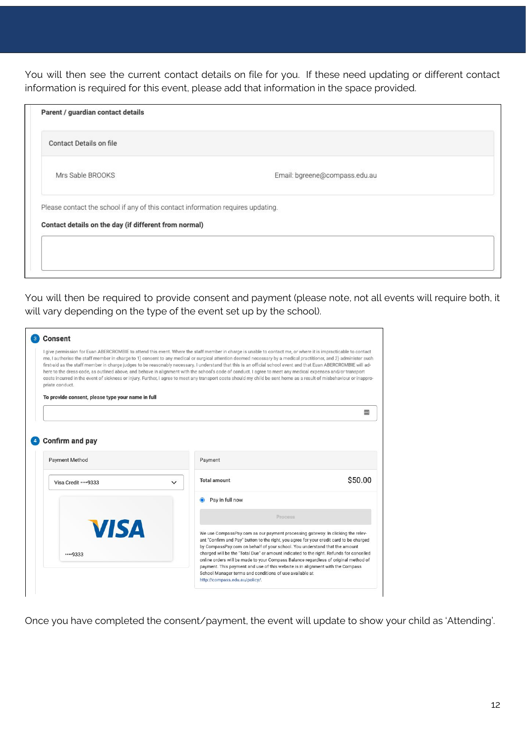You will then see the current contact details on file for you. If these need updating or different contact information is required for this event, please add that information in the space provided.

**Parent / guardian contact details**

Contact Details on file

| Mrs Sable BROOKS | Email: bgreene@compass.edu.au |
|---|---|

Please contact the school if any of this contact information requires updating.

**Contact details on the day (if different from normal)**

You will then be required to provide consent and payment (please note, not all events will require both, it will vary depending on the type of the event set up by the school).

**3 Consent**

I give permission for Euan ABERCROMBIE to attend this event. Where the staff member in charge is unable to contact me, or where it is impracticable to contact me, I authorise the staff member in charge to 1) consent to any medical or surgical attention deemed necessary by a medical practitioner, and 2) administer such first-aid as the staff member in charge judges to be reasonably necessary. I understand that this is an official school event and that Euan ABERCROMBIE will adhere to the dress code, as outlined above, and behave in alignment with the school's code of conduct. I agree to meet any medical expenses and/or transport costs incurred in the event of sickness or injury. Further, I agree to meet any transport costs should my child be sent home as a result of misbehaviour or inappropriate conduct.

**To provide consent, please type your name in full**

**4 Confirm and pay**

Payment Method

Visa Credit ····9333

VISA ····9333

Payment

**Total amount** $50.00

Pay in full now

Process

We use CompassPay.com as our payment processing gateway. In clicking the relevant "Confirm and Pay" button to the right, you agree for your credit card to be charged by CompassPay.com on behalf of your school. You understand that the amount charged will be the "Total Due" or amount indicated to the right. Refunds for cancelled online orders will be made to your Compass Balance regardless of original method of payment. This payment and use of this website is in alignment with the Compass School Manager terms and conditions of use available at http://compass.edu.au/policy/.

Once you have completed the consent/payment, the event will update to show your child as 'Attending'.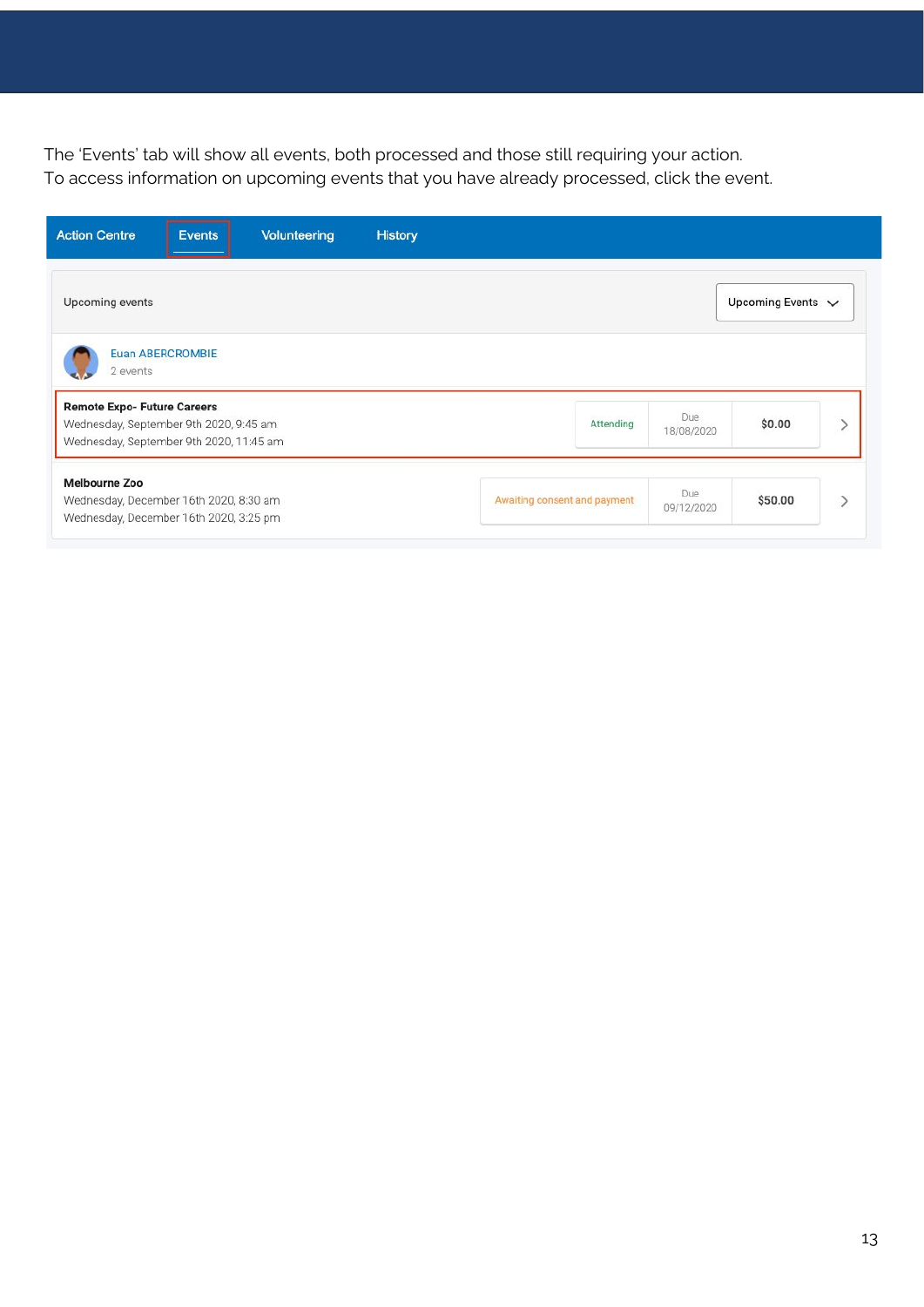The 'Events' tab will show all events, both processed and those still requiring your action.
To access information on upcoming events that you have already processed, click the event.

Action Centre | Events | Volunteering | History

Upcoming events — Upcoming Events

Euan ABERCROMBIE
2 events

| Event | Status | Due | Amount |
|---|---|---|---|
| **Remote Expo- Future Careers**<br>Wednesday, September 9th 2020, 9:45 am<br>Wednesday, September 9th 2020, 11:45 am | Attending | Due 18/08/2020 | $0.00 |
| **Melbourne Zoo**<br>Wednesday, December 16th 2020, 8:30 am<br>Wednesday, December 16th 2020, 3:25 pm | Awaiting consent and payment | Due 09/12/2020 | $50.00 |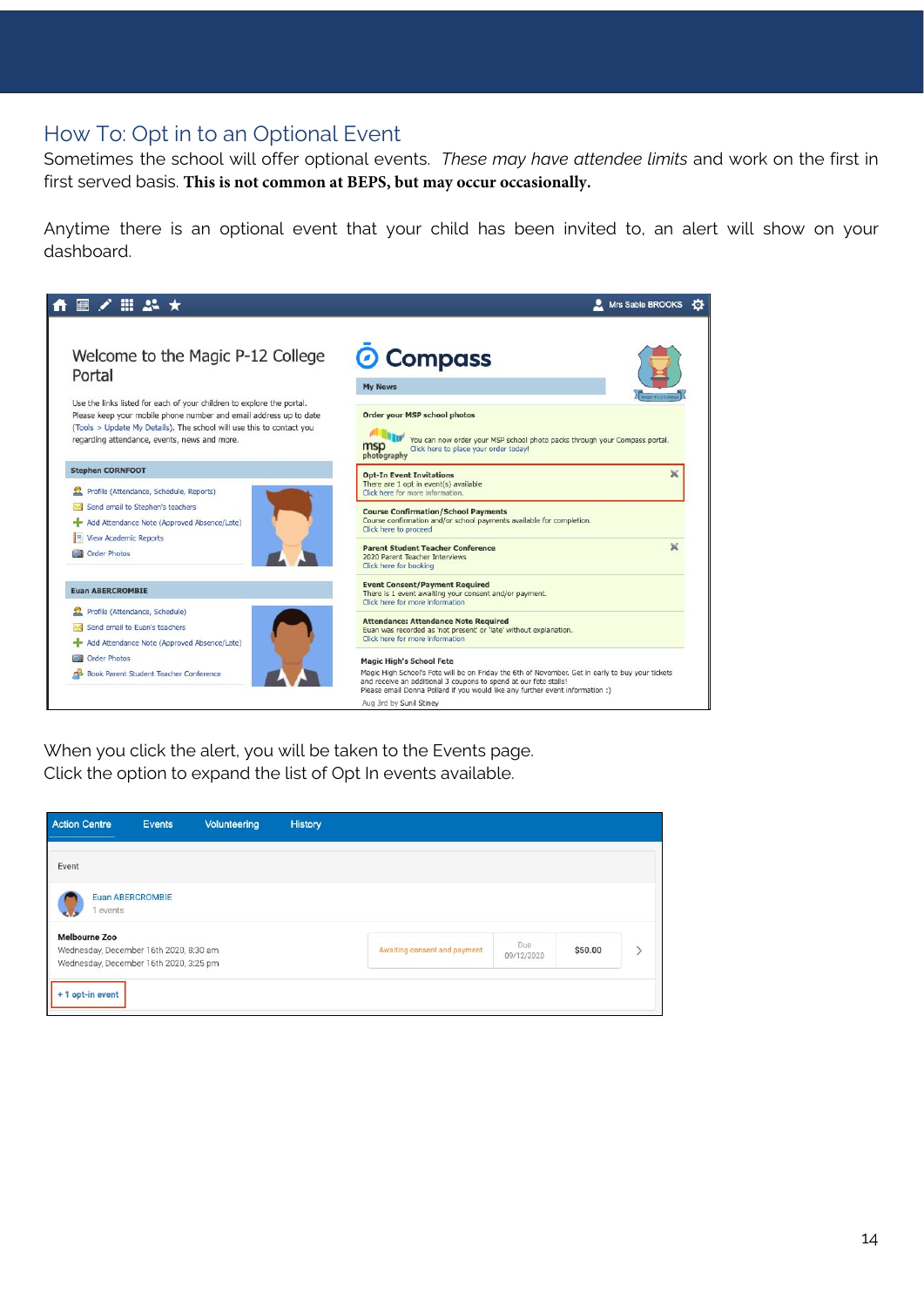## How To: Opt in to an Optional Event

Sometimes the school will offer optional events. *These may have attendee limits* and work on the first in first served basis. **This is not common at BEPS, but may occur occasionally.**

Anytime there is an optional event that your child has been invited to, an alert will show on your dashboard.

When you click the alert, you will be taken to the Events page.
Click the option to expand the list of Opt In events available.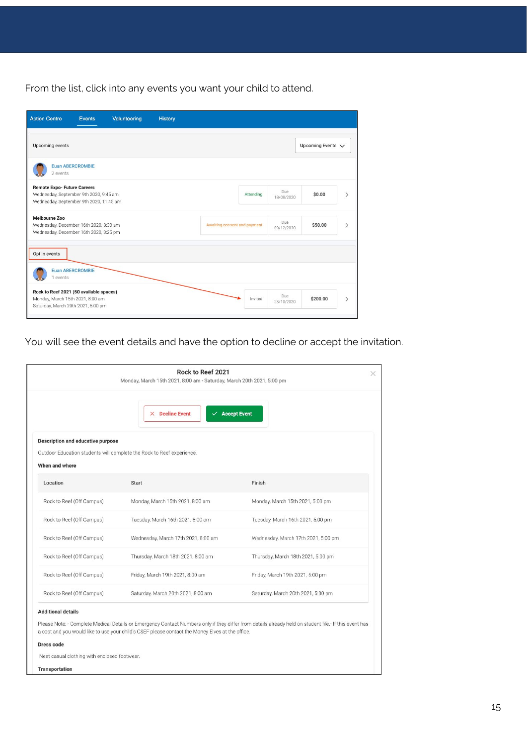From the list, click into any events you want your child to attend.

Action Centre | Events | Volunteering | History

Upcoming events — Upcoming Events

Euan ABERCROMBIE
2 events

| Event | Status | Due | Amount |
|---|---|---|---|
| **Remote Expo- Future Careers** Wednesday, September 9th 2020, 9:45 am Wednesday, September 9th 2020, 11:45 am | Attending | Due 18/08/2020 | $0.00 |
| **Melbourne Zoo** Wednesday, December 16th 2020, 8:30 am Wednesday, December 16th 2020, 3:25 pm | Awaiting consent and payment | Due 09/12/2020 | $50.00 |

Opt in events

Euan ABERCROMBIE
1 events

| Event | Status | Due | Amount |
|---|---|---|---|
| **Rock to Reef 2021 (50 available spaces)** Monday, March 15th 2021, 8:00 am Saturday, March 20th 2021, 5:00 pm | Invited | Due 23/10/2020 | $200.00 |

You will see the event details and have the option to decline or accept the invitation.

**Rock to Reef 2021**
Monday, March 15th 2021, 8:00 am - Saturday, March 20th 2021, 5:00 pm

Decline Event | Accept Event

**Description and educative purpose**

Outdoor Education students will complete the Rock to Reef experience.

**When and where**

| Location | Start | Finish |
|---|---|---|
| Rock to Reef (Off Campus) | Monday, March 15th 2021, 8:00 am | Monday, March 15th 2021, 5:00 pm |
| Rock to Reef (Off Campus) | Tuesday, March 16th 2021, 8:00 am | Tuesday, March 16th 2021, 5:00 pm |
| Rock to Reef (Off Campus) | Wednesday, March 17th 2021, 8:00 am | Wednesday, March 17th 2021, 5:00 pm |
| Rock to Reef (Off Campus) | Thursday, March 18th 2021, 8:00 am | Thursday, March 18th 2021, 5:00 pm |
| Rock to Reef (Off Campus) | Friday, March 19th 2021, 8:00 am | Friday, March 19th 2021, 5:00 pm |
| Rock to Reef (Off Campus) | Saturday, March 20th 2021, 8:00 am | Saturday, March 20th 2021, 5:00 pm |

**Additional details**

Please Note: - Complete Medical Details or Emergency Contact Numbers only if they differ from details already held on student file.- If this event has a cost and you would like to use your child's CSEF please contact the Money Elves at the office.

**Dress code**

Neat casual clothing with enclosed footwear.

**Transportation**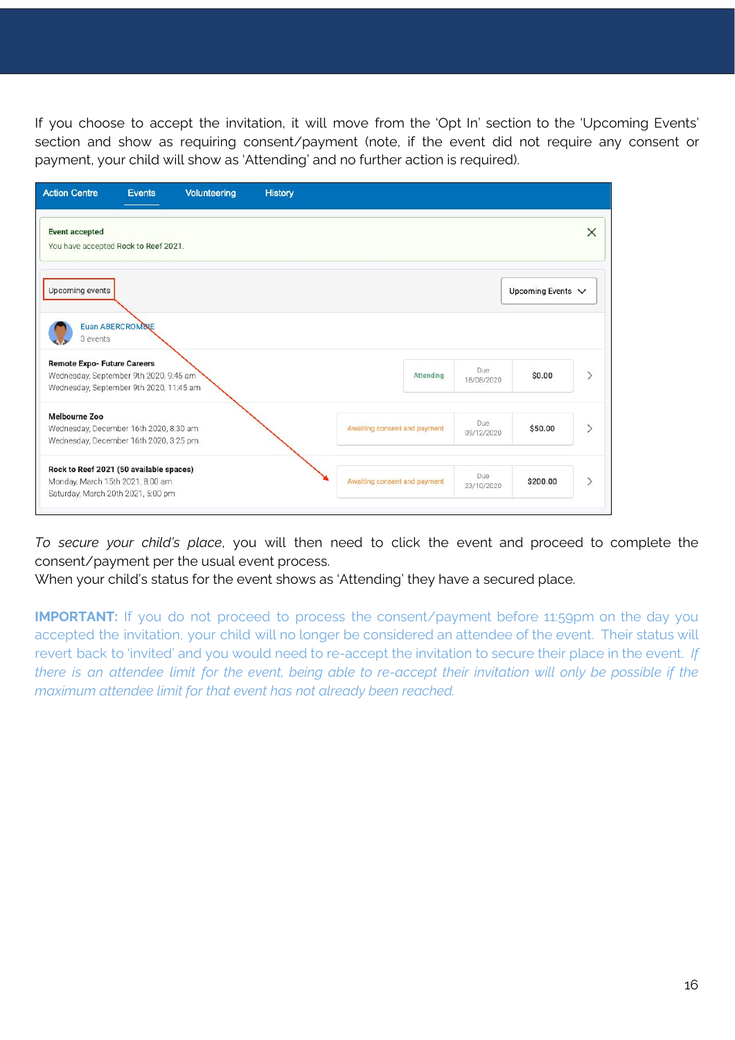If you choose to accept the invitation, it will move from the 'Opt In' section to the 'Upcoming Events' section and show as requiring consent/payment (note, if the event did not require any consent or payment, your child will show as 'Attending' and no further action is required).

Action Centre | Events | Volunteering | History

Event accepted

You have accepted Rock to Reef 2021.

Upcoming events

Upcoming Events

Euan ABERCROMBIE

3 events

| | | | |
|---|---|---|---|
| **Remote Expo- Future Careers**<br>Wednesday, September 9th 2020, 9:45 am<br>Wednesday, September 9th 2020, 11:45 am | Attending | Due 18/08/2020 | $0.00 |
| **Melbourne Zoo**<br>Wednesday, December 16th 2020, 8:30 am<br>Wednesday, December 16th 2020, 3:25 pm | Awaiting consent and payment | Due 09/12/2020 | $50.00 |
| **Rock to Reef 2021 (50 available spaces)**<br>Monday, March 15th 2021, 8:00 am<br>Saturday, March 20th 2021, 5:00 pm | Awaiting consent and payment | Due 23/10/2020 | $200.00 |

*To secure your child's place*, you will then need to click the event and proceed to complete the consent/payment per the usual event process.
When your child's status for the event shows as 'Attending' they have a secured place.

**IMPORTANT:** If you do not proceed to process the consent/payment before 11:59pm on the day you accepted the invitation, your child will no longer be considered an attendee of the event. Their status will revert back to 'invited' and you would need to re-accept the invitation to secure their place in the event. *If there is an attendee limit for the event, being able to re-accept their invitation will only be possible if the maximum attendee limit for that event has not already been reached.*